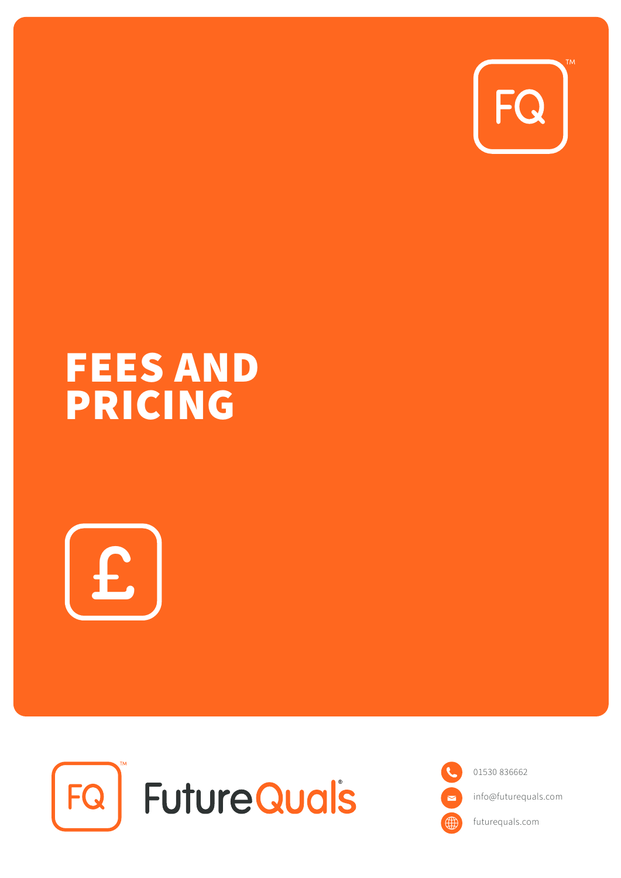# FEES AND PRICING

FutureQuals

01530 836662

info@futurequals.com

futurequals.com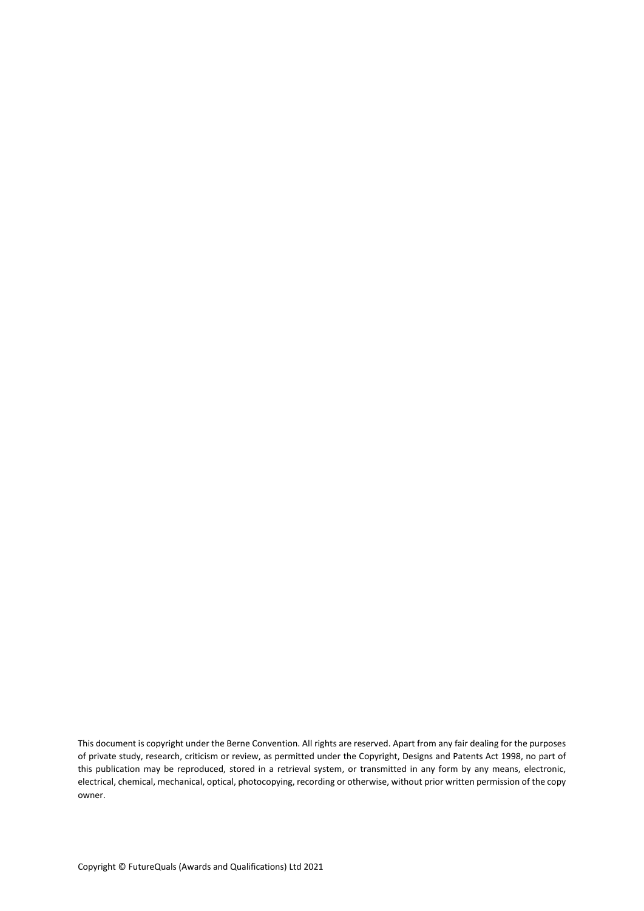This document is copyright under the Berne Convention. All rights are reserved. Apart from any fair dealing for the purposes of private study, research, criticism or review, as permitted under the Copyright, Designs and Patents Act 1998, no part of this publication may be reproduced, stored in a retrieval system, or transmitted in any form by any means, electronic, electrical, chemical, mechanical, optical, photocopying, recording or otherwise, without prior written permission of the copy owner.

Copyright © FutureQuals (Awards and Qualifications) Ltd 2021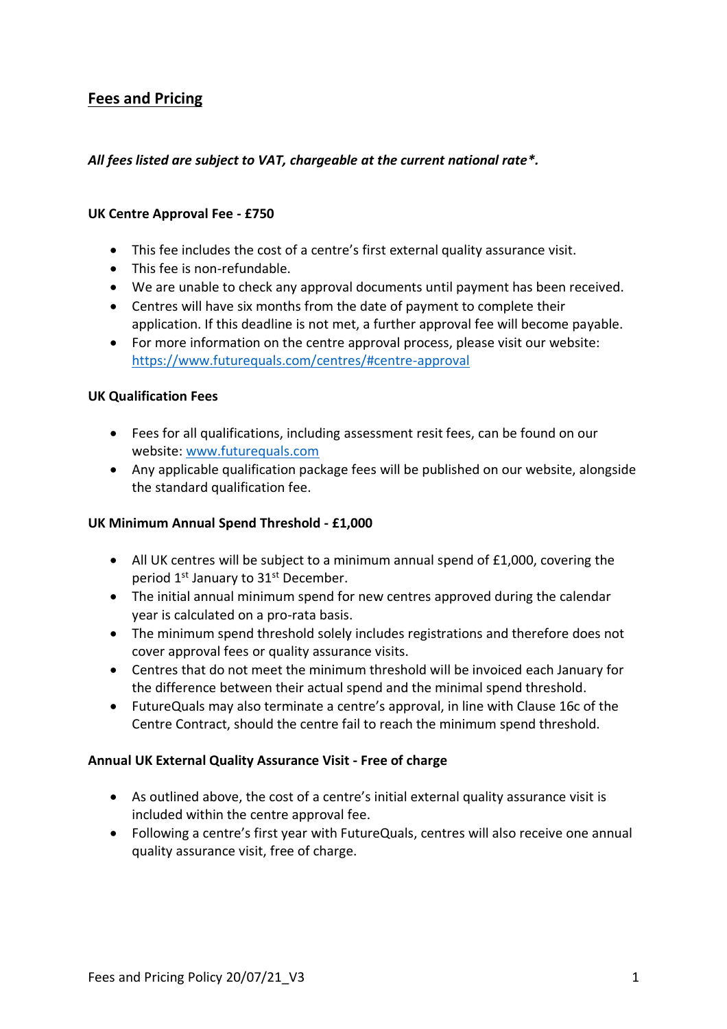# Fees and Pricing

***All fees listed are subject to VAT, chargeable at the current national rate*.***

**UK Centre Approval Fee - £750**

- This fee includes the cost of a centre's first external quality assurance visit.
- This fee is non-refundable.
- We are unable to check any approval documents until payment has been received.
- Centres will have six months from the date of payment to complete their application. If this deadline is not met, a further approval fee will become payable.
- For more information on the centre approval process, please visit our website: [https://www.futurequals.com/centres/#centre-approval](https://www.futurequals.com/centres/#centre-approval)

**UK Qualification Fees**

- Fees for all qualifications, including assessment resit fees, can be found on our website: [www.futurequals.com](www.futurequals.com)
- Any applicable qualification package fees will be published on our website, alongside the standard qualification fee.

**UK Minimum Annual Spend Threshold - £1,000**

- All UK centres will be subject to a minimum annual spend of £1,000, covering the period 1st January to 31st December.
- The initial annual minimum spend for new centres approved during the calendar year is calculated on a pro-rata basis.
- The minimum spend threshold solely includes registrations and therefore does not cover approval fees or quality assurance visits.
- Centres that do not meet the minimum threshold will be invoiced each January for the difference between their actual spend and the minimal spend threshold.
- FutureQuals may also terminate a centre's approval, in line with Clause 16c of the Centre Contract, should the centre fail to reach the minimum spend threshold.

**Annual UK External Quality Assurance Visit - Free of charge**

- As outlined above, the cost of a centre's initial external quality assurance visit is included within the centre approval fee.
- Following a centre's first year with FutureQuals, centres will also receive one annual quality assurance visit, free of charge.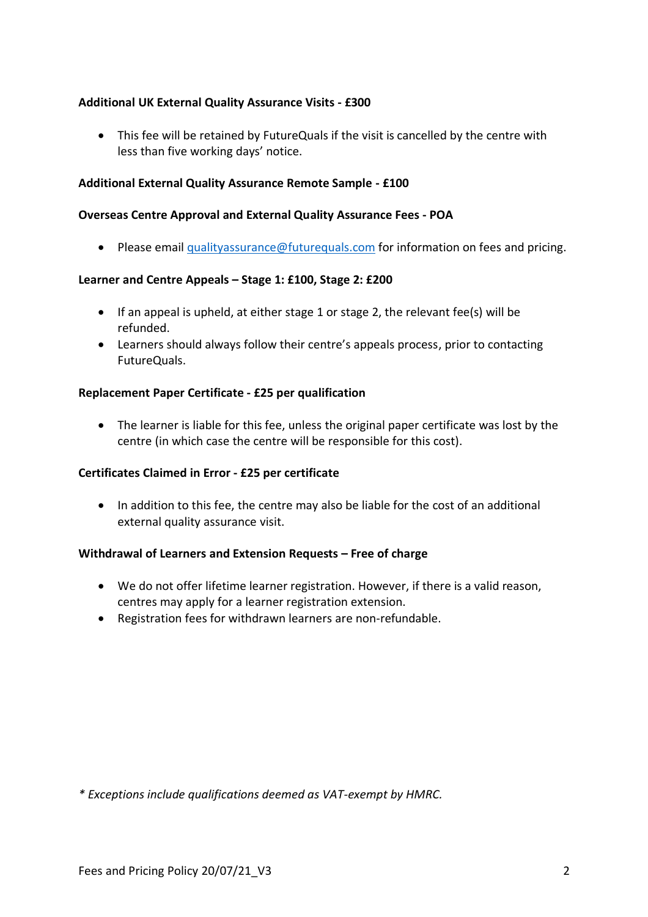**Additional UK External Quality Assurance Visits - £300**

- This fee will be retained by FutureQuals if the visit is cancelled by the centre with less than five working days' notice.

**Additional External Quality Assurance Remote Sample - £100**

**Overseas Centre Approval and External Quality Assurance Fees - POA**

- Please email qualityassurance@futurequals.com for information on fees and pricing.

**Learner and Centre Appeals – Stage 1: £100, Stage 2: £200**

- If an appeal is upheld, at either stage 1 or stage 2, the relevant fee(s) will be refunded.
- Learners should always follow their centre's appeals process, prior to contacting FutureQuals.

**Replacement Paper Certificate - £25 per qualification**

- The learner is liable for this fee, unless the original paper certificate was lost by the centre (in which case the centre will be responsible for this cost).

**Certificates Claimed in Error - £25 per certificate**

- In addition to this fee, the centre may also be liable for the cost of an additional external quality assurance visit.

**Withdrawal of Learners and Extension Requests – Free of charge**

- We do not offer lifetime learner registration. However, if there is a valid reason, centres may apply for a learner registration extension.
- Registration fees for withdrawn learners are non-refundable.

*\* Exceptions include qualifications deemed as VAT-exempt by HMRC.*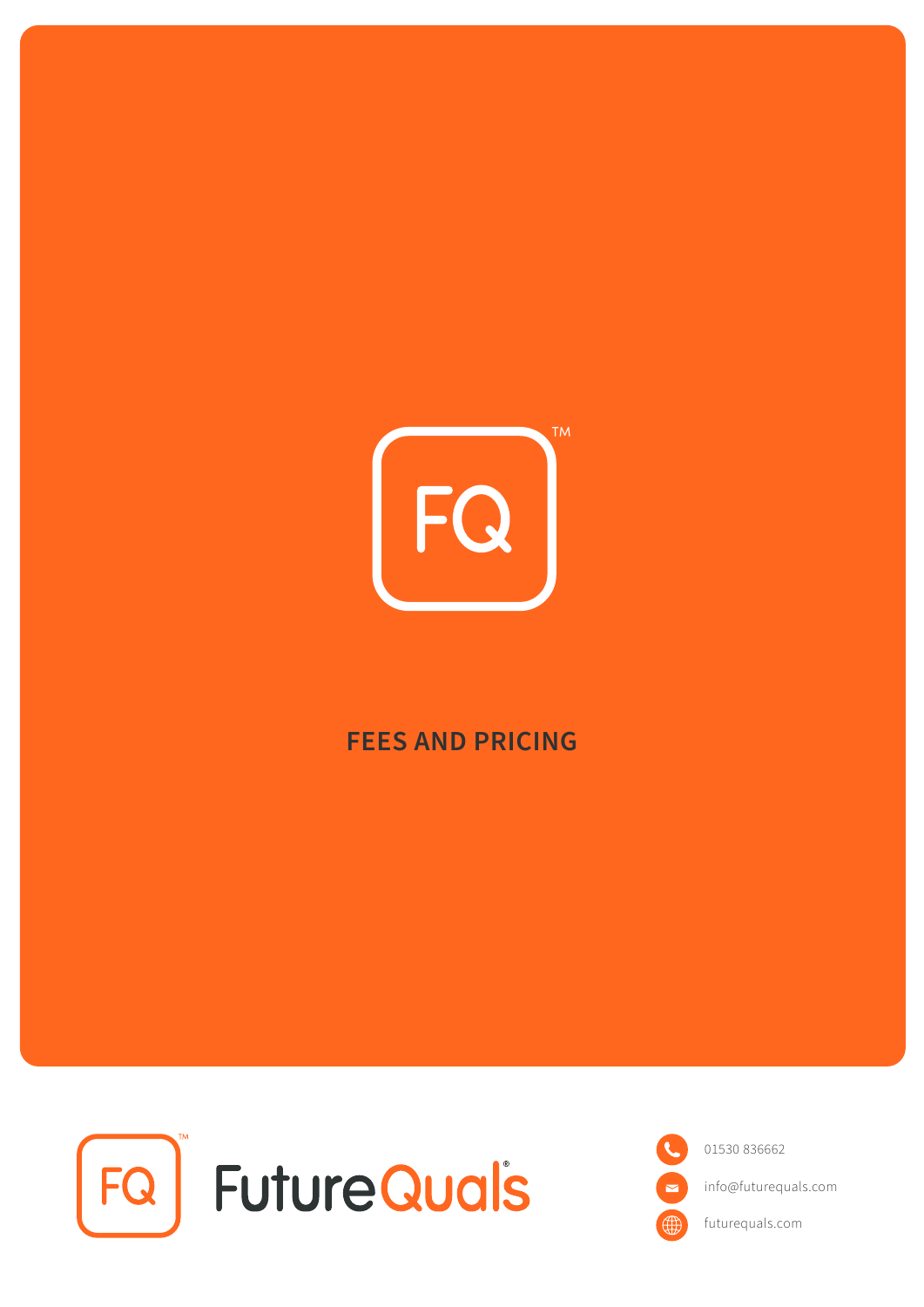FQ™

# FEES AND PRICING

FQ™ FutureQuals®

01530 836662

info@futurequals.com

futurequals.com